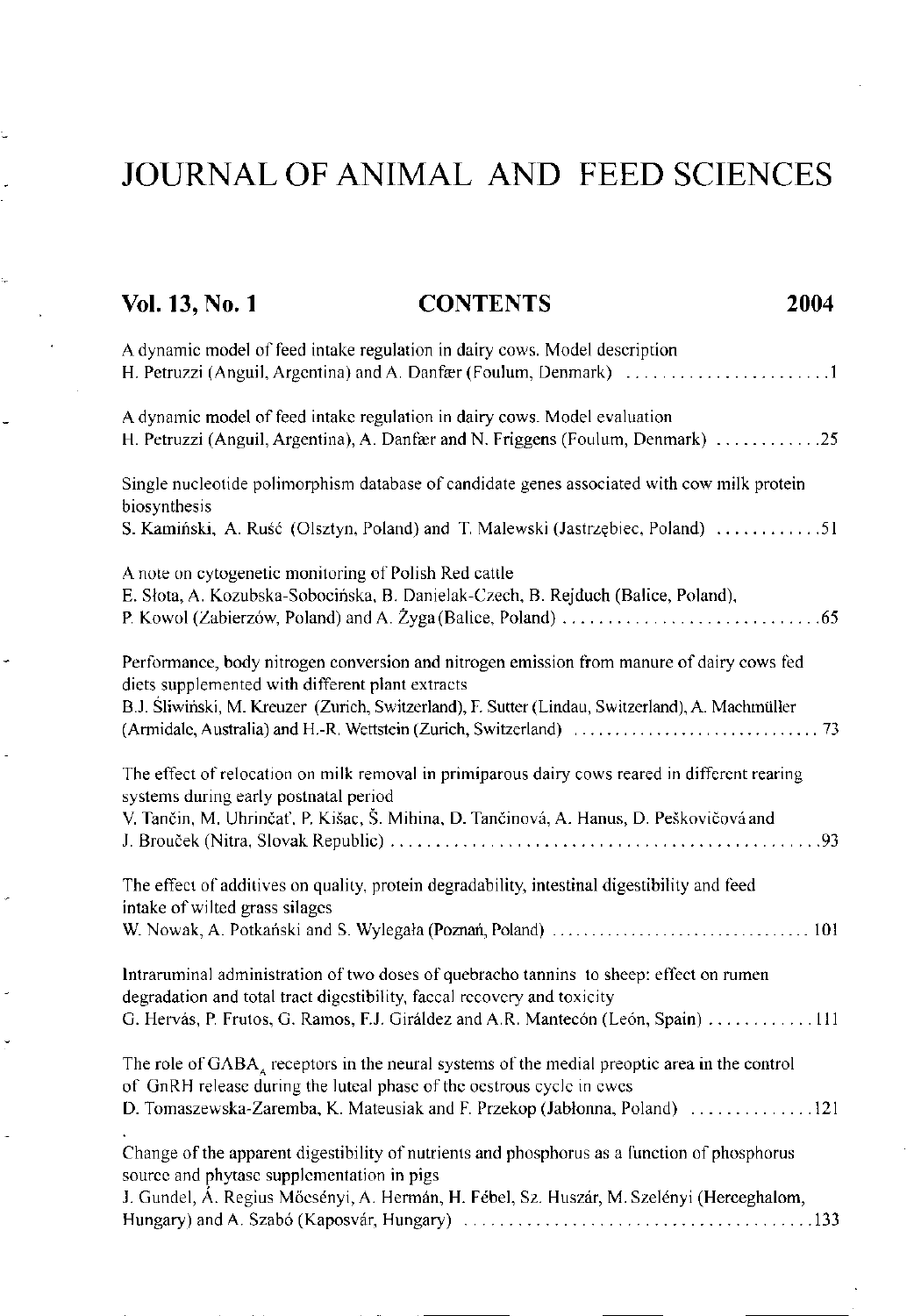# JOURNAL OF ANIMAL AND FEED SCIENCES

**Vol. 13, No. 1** **CONTENTS** **2004**

A dynamic model of feed intake regulation in dairy cows. Model description
H. Petruzzi (Anguil, Argentina) and A. Danfær (Foulum, Denmark) ........................1

A dynamic model of feed intake regulation in dairy cows. Model evaluation
H. Petruzzi (Anguil, Argentina), A. Danfær and N. Friggens (Foulum, Denmark) ............25

Single nucleotide polimorphism database of candidate genes associated with cow milk protein biosynthesis
S. Kamiński, A. Ruść (Olsztyn, Poland) and T. Malewski (Jastrzębiec, Poland) ............51

A note on cytogenetic monitoring of Polish Red cattle
E. Słota, A. Kozubska-Sobocińska, B. Danielak-Czech, B. Rejduch (Balice, Poland), P. Kowol (Zabierzów, Poland) and A. Żyga (Balice, Poland) ..............................65

Performance, body nitrogen conversion and nitrogen emission from manure of dairy cows fed diets supplemented with different plant extracts
B.J. Śliwiński, M. Kreuzer (Zurich, Switzerland), F. Sutter (Lindau, Switzerland), A. Machmüller (Armidale, Australia) and H.-R. Wettstein (Zurich, Switzerland) .............................. 73

The effect of relocation on milk removal in primiparous dairy cows reared in different rearing systems during early postnatal period
V. Tančin, M. Uhrinčať, P. Kišac, Š. Mihina, D. Tančinová, A. Hanus, D. Peškovičová and J. Brouček (Nitra, Slovak Republic) ................................................93

The effect of additives on quality, protein degradability, intestinal digestibility and feed intake of wilted grass silages
W. Nowak, A. Potkański and S. Wylegała (Poznań, Poland) ................................. 101

Intraruminal administration of two doses of quebracho tannins to sheep: effect on rumen degradation and total tract digestibility, faecal recovery and toxicity
G. Hervás, P. Frutos, G. Ramos, F.J. Giráldez and A.R. Mantecón (León, Spain) ............111

The role of $GABA_A$ receptors in the neural systems of the medial preoptic area in the control of GnRH release during the luteal phase of the oestrous cycle in ewes
D. Tomaszewska-Zaremba, K. Mateusiak and F. Przekop (Jabłonna, Poland) ..............121

Change of the apparent digestibility of nutrients and phosphorus as a function of phosphorus source and phytase supplementation in pigs
J. Gundel, Á. Regius Mőcsényi, A. Hermán, H. Fébel, Sz. Huszár, M. Szelényi (Herceghalom, Hungary) and A. Szabó (Kaposvár, Hungary) .......................................133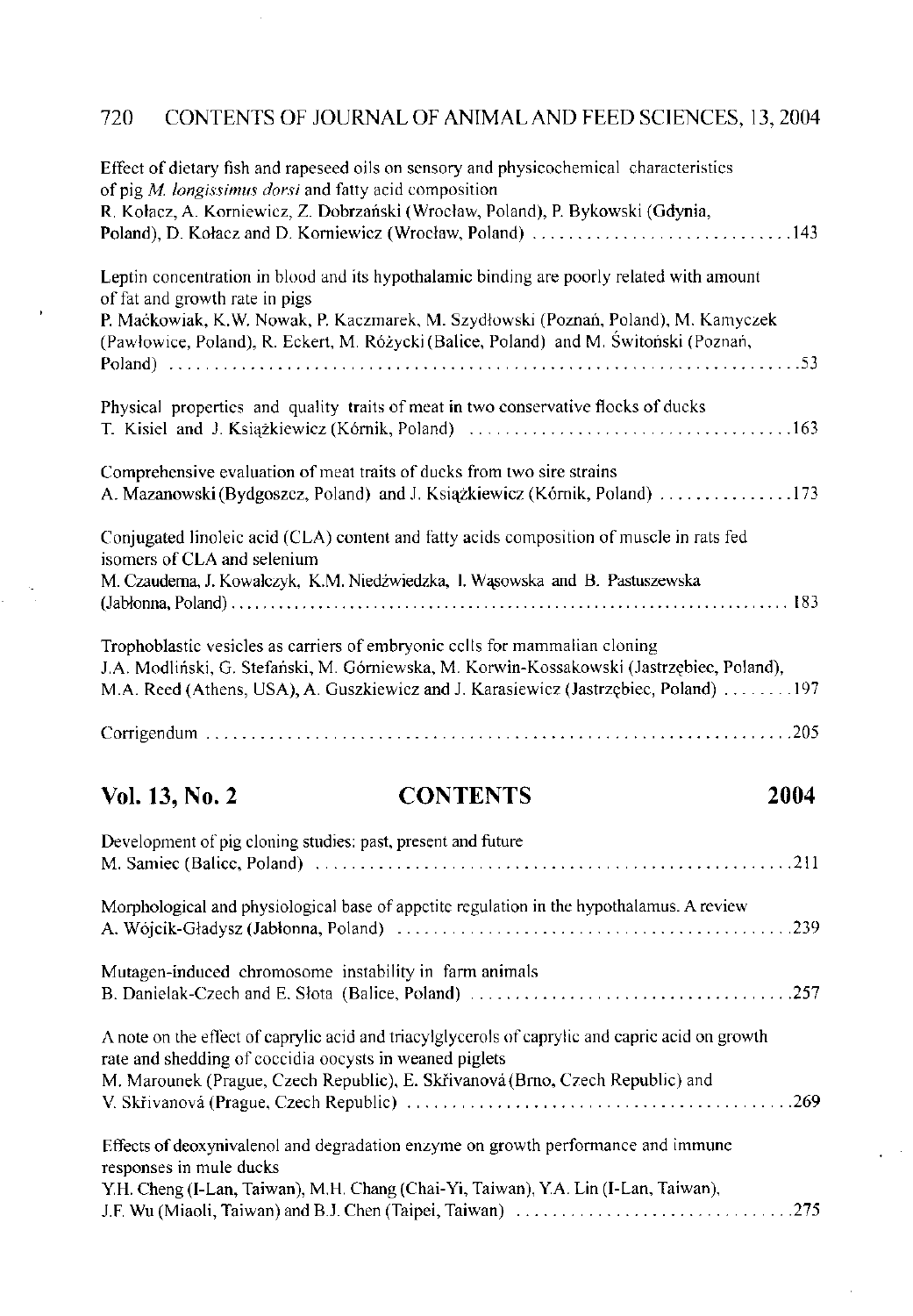Effect of dietary fish and rapeseed oils on sensory and physicochemical characteristics of pig *M. longissimus dorsi* and fatty acid composition
R. Kołacz, A. Korniewicz, Z. Dobrzański (Wrocław, Poland), P. Bykowski (Gdynia, Poland), D. Kołacz and D. Korniewicz (Wrocław, Poland) ............................. 143

Leptin concentration in blood and its hypothalamic binding are poorly related with amount of fat and growth rate in pigs
P. Maćkowiak, K.W. Nowak, P. Kaczmarek, M. Szydłowski (Poznań, Poland), M. Kamyczek (Pawłowice, Poland), R. Eckert, M. Różycki (Balice, Poland) and M. Świtoński (Poznań, Poland) ............................................................................ 53

Physical properties and quality traits of meat in two conservative flocks of ducks
T. Kisiel and J. Książkiewicz (Kórnik, Poland) ..................................... 163

Comprehensive evaluation of meat traits of ducks from two sire strains
A. Mazanowski (Bydgoszcz, Poland) and J. Książkiewicz (Kórnik, Poland) ............... 173

Conjugated linoleic acid (CLA) content and fatty acids composition of muscle in rats fed isomers of CLA and selenium
M. Czauderna, J. Kowalczyk, K.M. Niedźwiedzka, I. Wąsowska and B. Pastuszewska (Jabłonna, Poland) ..................................................................... 183

Trophoblastic vesicles as carriers of embryonic cells for mammalian cloning
J.A. Modliński, G. Stefański, M. Górniewska, M. Korwin-Kossakowski (Jastrzębiec, Poland), M.A. Reed (Athens, USA), A. Guszkiewicz and J. Karasiewicz (Jastrzębiec, Poland) ........ 197

Corrigendum ................................................................... 205

## Vol. 13, No. 2 CONTENTS 2004

Development of pig cloning studies: past, present and future
M. Samiec (Balice, Poland) ...................................................... 211

Morphological and physiological base of appetite regulation in the hypothalamus. A review
A. Wójcik-Gładysz (Jabłonna, Poland) ............................................ 239

Mutagen-induced chromosome instability in farm animals
B. Danielak-Czech and E. Słota (Balice, Poland) ................................... 257

A note on the effect of caprylic acid and triacylglycerols of caprylic and capric acid on growth rate and shedding of coccidia oocysts in weaned piglets
M. Marounek (Prague, Czech Republic), E. Skřivanová (Brno, Czech Republic) and V. Skřivanová (Prague, Czech Republic) .......................................... 269

Effects of deoxynivalenol and degradation enzyme on growth performance and immune responses in mule ducks
Y.H. Cheng (I-Lan, Taiwan), M.H. Chang (Chai-Yi, Taiwan), Y.A. Lin (I-Lan, Taiwan), J.F. Wu (Miaoli, Taiwan) and B.J. Chen (Taipei, Taiwan) ............................... 275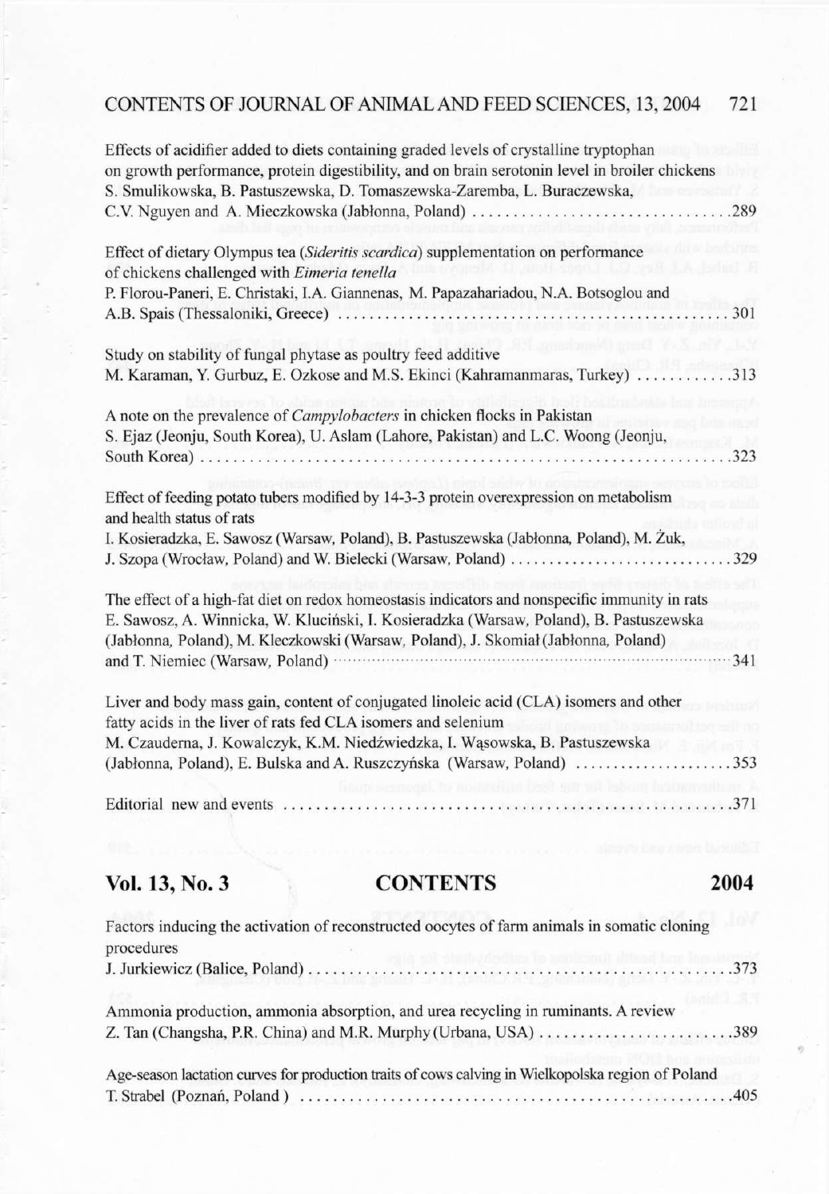Effects of acidifier added to diets containing graded levels of crystalline tryptophan on growth performance, protein digestibility, and on brain serotonin level in broiler chickens
S. Smulikowska, B. Pastuszewska, D. Tomaszewska-Zaremba, L. Buraczewska, C.V. Nguyen and A. Mieczkowska (Jabłonna, Poland) .......................................289

Effect of dietary Olympus tea (*Sideritis scardica*) supplementation on performance of chickens challenged with *Eimeria tenella*
P. Florou-Paneri, E. Christaki, I.A. Giannenas, M. Papazahariadou, N.A. Botsoglou and A.B. Spais (Thessaloniki, Greece) .......................................301

Study on stability of fungal phytase as poultry feed additive
M. Karaman, Y. Gurbuz, E. Ozkose and M.S. Ekinci (Kahramanmaras, Turkey) ............313

A note on the prevalence of *Campylobacters* in chicken flocks in Pakistan
S. Ejaz (Jeonju, South Korea), U. Aslam (Lahore, Pakistan) and L.C. Woong (Jeonju, South Korea) .......................................323

Effect of feeding potato tubers modified by 14-3-3 protein overexpression on metabolism and health status of rats
I. Kosieradzka, E. Sawosz (Warsaw, Poland), B. Pastuszewska (Jabłonna, Poland), M. Żuk, J. Szopa (Wrocław, Poland) and W. Bielecki (Warsaw, Poland) .......................................329

The effect of a high-fat diet on redox homeostasis indicators and nonspecific immunity in rats
E. Sawosz, A. Winnicka, W. Kluciński, I. Kosieradzka (Warsaw, Poland), B. Pastuszewska (Jabłonna, Poland), M. Kleczkowski (Warsaw, Poland), J. Skomiał (Jabłonna, Poland) and T. Niemiec (Warsaw, Poland) .......................................341

Liver and body mass gain, content of conjugated linoleic acid (CLA) isomers and other fatty acids in the liver of rats fed CLA isomers and selenium
M. Czauderna, J. Kowalczyk, K.M. Niedźwiedzka, I. Wąsowska, B. Pastuszewska (Jabłonna, Poland), E. Bulska and A. Ruszczyńska (Warsaw, Poland) .....................353

Editorial new and events .......................................371

## Vol. 13, No. 3 CONTENTS 2004

Factors inducing the activation of reconstructed oocytes of farm animals in somatic cloning procedures
J. Jurkiewicz (Balice, Poland) .......................................373

Ammonia production, ammonia absorption, and urea recycling in ruminants. A review
Z. Tan (Changsha, P.R. China) and M.R. Murphy (Urbana, USA) .......................................389

Age-season lactation curves for production traits of cows calving in Wielkopolska region of Poland
T. Strabel (Poznań, Poland) .......................................405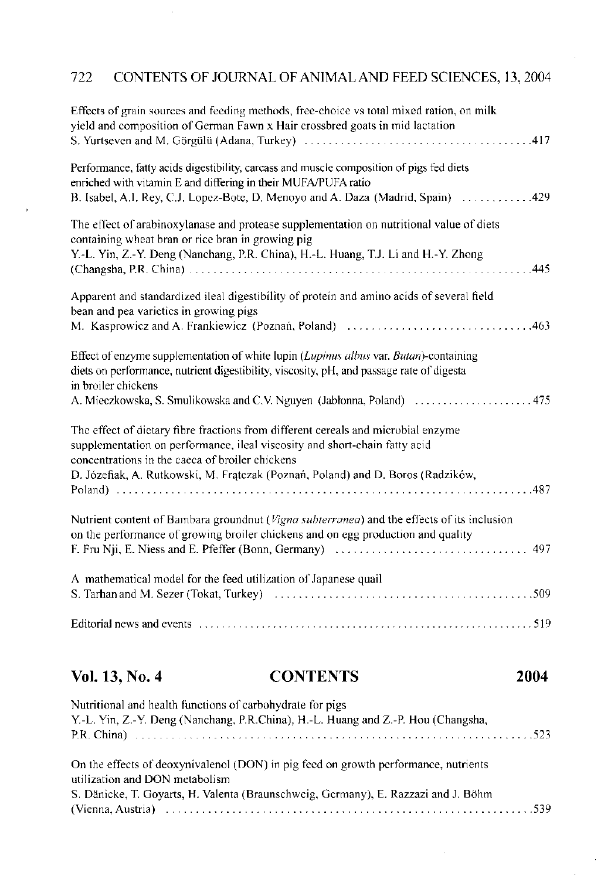Effects of grain sources and feeding methods, free-choice vs total mixed ration, on milk yield and composition of German Fawn x Hair crossbred goats in mid lactation
S. Yurtseven and M. Görgülü (Adana, Turkey) ........................................417

Performance, fatty acids digestibility, carcass and muscle composition of pigs fed diets enriched with vitamin E and differing in their MUFA/PUFA ratio
B. Isabel, A.I. Rey, C.J. Lopez-Bote, D. Menoyo and A. Daza (Madrid, Spain) ............429

The effect of arabinoxylanase and protease supplementation on nutritional value of diets containing wheat bran or rice bran in growing pig
Y.-L. Yin, Z.-Y. Deng (Nanchang, P.R. China), H.-L. Huang, T.J. Li and H.-Y. Zhong (Changsha, P.R. China) ........................................................445

Apparent and standardized ileal digestibility of protein and amino acids of several field bean and pea varieties in growing pigs
M. Kasprowicz and A. Frankiewicz (Poznań, Poland) ................................463

Effect of enzyme supplementation of white lupin (*Lupinus albus* var. *Butan*)-containing diets on performance, nutrient digestibility, viscosity, pH, and passage rate of digesta in broiler chickens
A. Mieczkowska, S. Smulikowska and C.V. Nguyen (Jabłonna, Poland) .....................475

The effect of dietary fibre fractions from different cereals and microbial enzyme supplementation on performance, ileal viscosity and short-chain fatty acid concentrations in the caeca of broiler chickens
D. Józefiak, A. Rutkowski, M. Frątczak (Poznań, Poland) and D. Boros (Radzików, Poland) ..................................................................487

Nutrient content of Bambara groundnut (*Vigna subterranea*) and the effects of its inclusion on the performance of growing broiler chickens and on egg production and quality
F. Fru Nji, E. Niess and E. Pfeffer (Bonn, Germany) ................................ 497

A mathematical model for the feed utilization of Japanese quail
S. Tarhan and M. Sezer (Tokat, Turkey) ..........................................509

Editorial news and events ............................................................519

## Vol. 13, No. 4 CONTENTS 2004

Nutritional and health functions of carbohydrate for pigs
Y.-L. Yin, Z.-Y. Deng (Nanchang, P.R.China), H.-L. Huang and Z.-P. Hou (Changsha, P.R. China) ..................................................................523

On the effects of deoxynivalenol (DON) in pig feed on growth performance, nutrients utilization and DON metabolism
S. Dänicke, T. Goyarts, H. Valenta (Braunschweig, Germany), E. Razzazi and J. Böhm (Vienna, Austria) ..............................................................539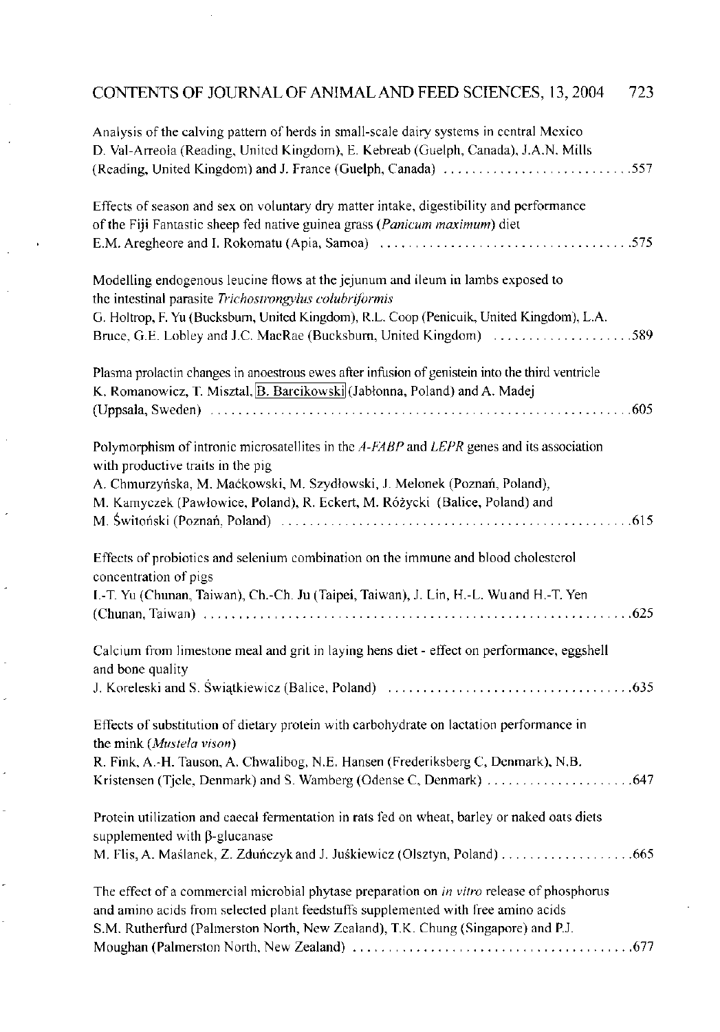Analysis of the calving pattern of herds in small-scale dairy systems in central Mexico
D. Val-Arreola (Reading, United Kingdom), E. Kebreab (Guelph, Canada), J.A.N. Mills (Reading, United Kingdom) and J. France (Guelph, Canada) ............................557

Effects of season and sex on voluntary dry matter intake, digestibility and performance of the Fiji Fantastic sheep fed native guinea grass (*Panicum maximum*) diet
E.M. Aregheore and I. Rokomatu (Apia, Samoa) ....................................575

Modelling endogenous leucine flows at the jejunum and ileum in lambs exposed to the intestinal parasite *Trichostrongylus colubriformis*
G. Holtrop, F. Yu (Bucksburn, United Kingdom), R.L. Coop (Penicuik, United Kingdom), L.A. Bruce, G.E. Lobley and J.C. MacRae (Bucksburn, United Kingdom) ....................589

Plasma prolactin changes in anoestrous ewes after infusion of genistein into the third ventricle
K. Romanowicz, T. Misztal, B. Barcikowski (Jabłonna, Poland) and A. Madej (Uppsala, Sweden) ..........................................................605

Polymorphism of intronic microsatellites in the *A-FABP* and *LEPR* genes and its association with productive traits in the pig
A. Chmurzyńska, M. Maćkowski, M. Szydłowski, J. Melonek (Poznań, Poland), M. Kamyczek (Pawłowice, Poland), R. Eckert, M. Różycki (Balice, Poland) and M. Świtoński (Poznań, Poland) ..................................................615

Effects of probiotics and selenium combination on the immune and blood cholesterol concentration of pigs
I.-T. Yu (Chunan, Taiwan), Ch.-Ch. Ju (Taipei, Taiwan), J. Lin, H.-L. Wu and H.-T. Yen (Chunan, Taiwan) ..........................................................625

Calcium from limestone meal and grit in laying hens diet - effect on performance, eggshell and bone quality
J. Koreleski and S. Świątkiewicz (Balice, Poland) ....................................635

Effects of substitution of dietary protein with carbohydrate on lactation performance in the mink (*Mustela vison*)
R. Fink, A.-H. Tauson, A. Chwalibog, N.E. Hansen (Frederiksberg C, Denmark), N.B. Kristensen (Tjele, Denmark) and S. Wamberg (Odense C, Denmark) ......................647

Protein utilization and caecal fermentation in rats fed on wheat, barley or naked oats diets supplemented with β-glucanase
M. Flis, A. Maślanek, Z. Zduńczyk and J. Juśkiewicz (Olsztyn, Poland) ...................665

The effect of a commercial microbial phytase preparation on *in vitro* release of phosphorus and amino acids from selected plant feedstuffs supplemented with free amino acids
S.M. Rutherfurd (Palmerston North, New Zealand), T.K. Chung (Singapore) and P.J. Moughan (Palmerston North, New Zealand) ........................................677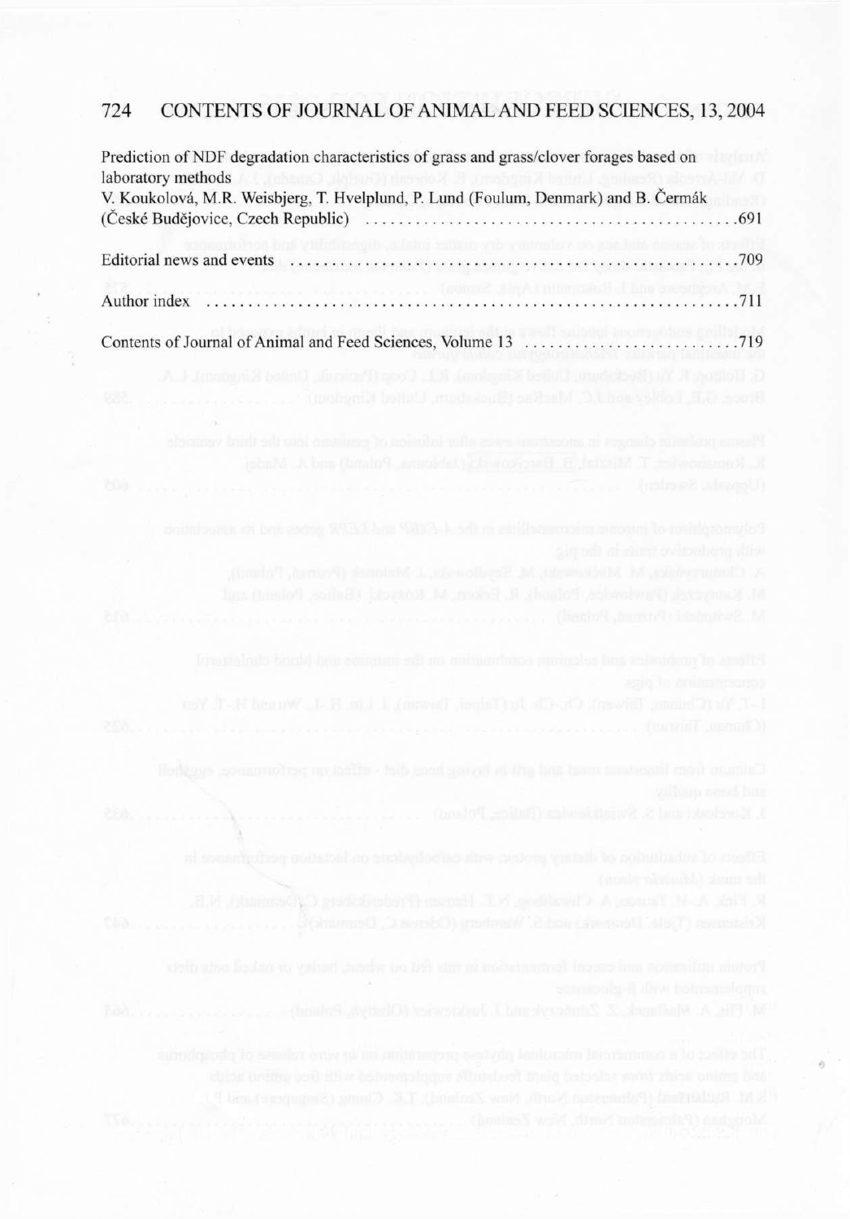Prediction of NDF degradation characteristics of grass and grass/clover forages based on laboratory methods
V. Koukolová, M.R. Weisbjerg, T. Hvelplund, P. Lund (Foulum, Denmark) and B. Čermák (České Budějovice, Czech Republic) ............................................. 691

Editorial news and events ............................................................. 709

Author index ............................................................................ 711

Contents of Journal of Animal and Feed Sciences, Volume 13 ......................... 719